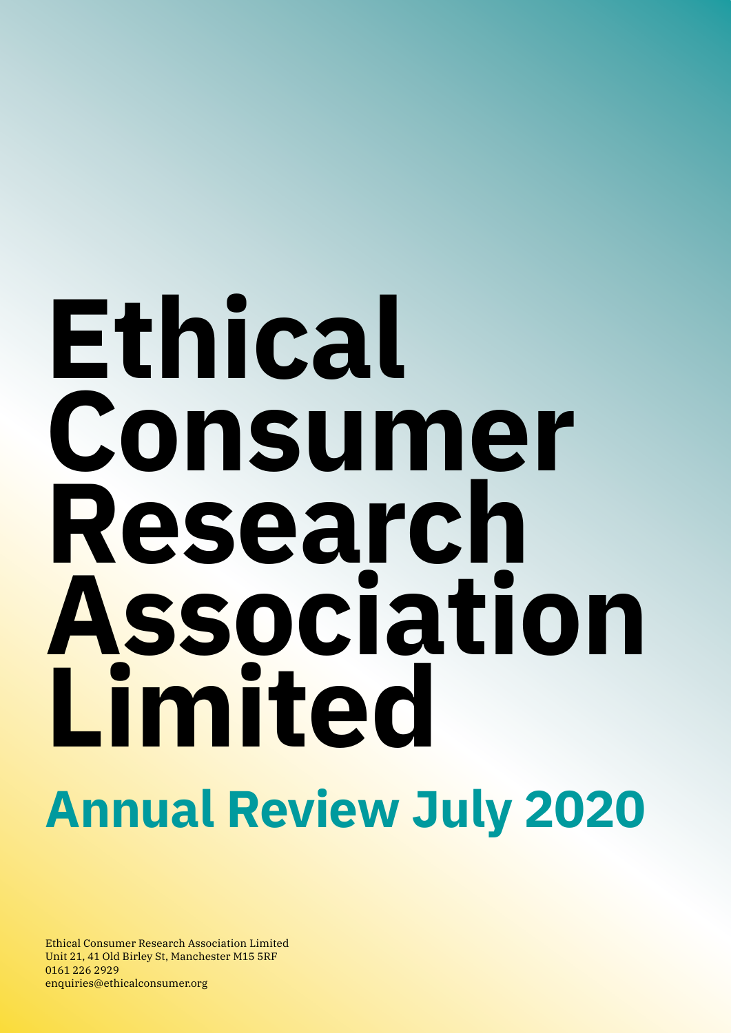# Ethical Consumer Research Association Limited

## Annual Review July 2020

Ethical Consumer Research Association Limited
Unit 21, 41 Old Birley St, Manchester M15 5RF
0161 226 2929
enquiries@ethicalconsumer.org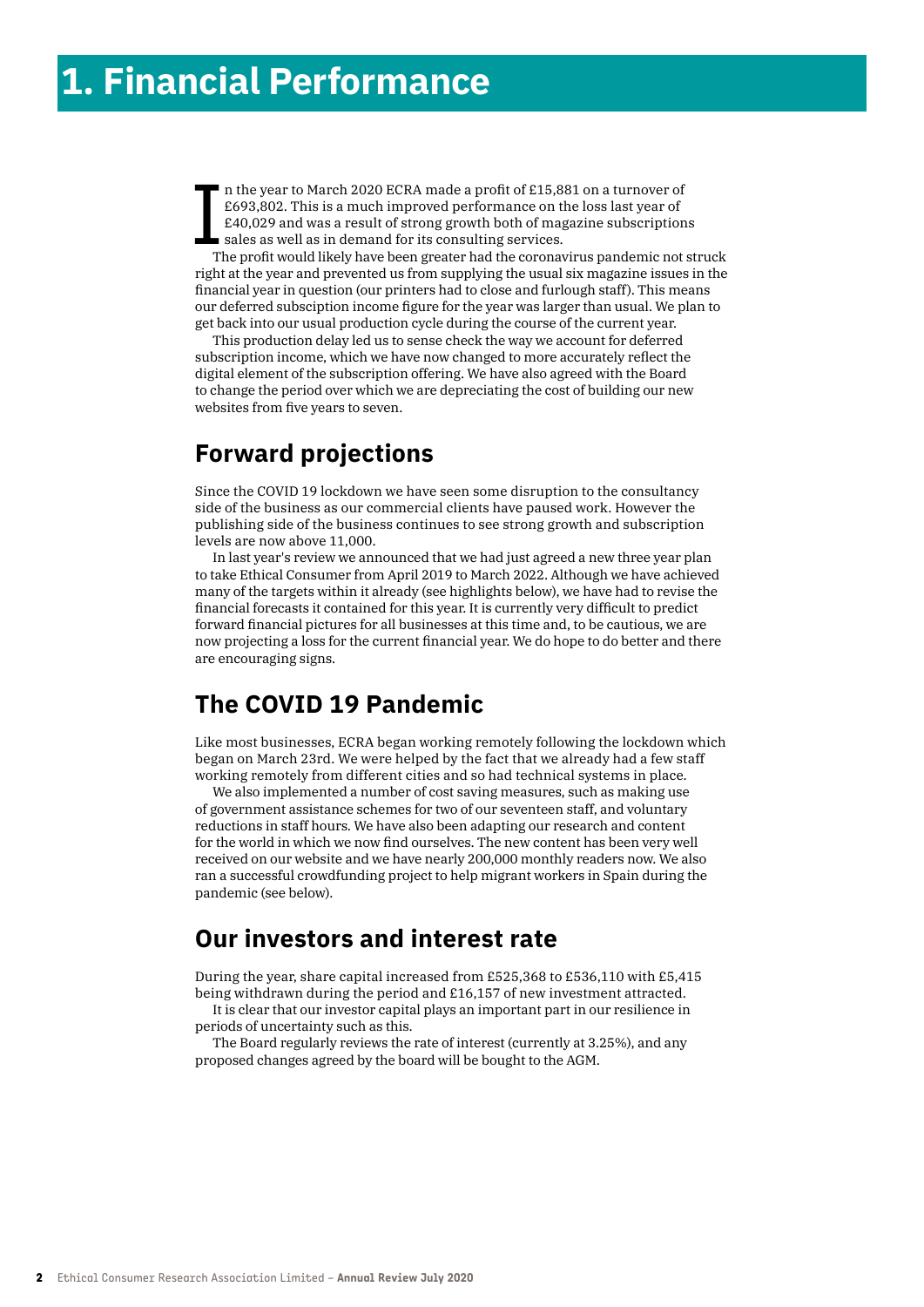# 1. Financial Performance

In the year to March 2020 ECRA made a profit of £15,881 on a turnover of £693,802. This is a much improved performance on the loss last year of £40,029 and was a result of strong growth both of magazine subscriptions sales as well as in demand for its consulting services.

The profit would likely have been greater had the coronavirus pandemic not struck right at the year and prevented us from supplying the usual six magazine issues in the financial year in question (our printers had to close and furlough staff). This means our deferred subsciption income figure for the year was larger than usual. We plan to get back into our usual production cycle during the course of the current year.

This production delay led us to sense check the way we account for deferred subscription income, which we have now changed to more accurately reflect the digital element of the subscription offering. We have also agreed with the Board to change the period over which we are depreciating the cost of building our new websites from five years to seven.

## Forward projections

Since the COVID 19 lockdown we have seen some disruption to the consultancy side of the business as our commercial clients have paused work. However the publishing side of the business continues to see strong growth and subscription levels are now above 11,000.

In last year's review we announced that we had just agreed a new three year plan to take Ethical Consumer from April 2019 to March 2022. Although we have achieved many of the targets within it already (see highlights below), we have had to revise the financial forecasts it contained for this year. It is currently very difficult to predict forward financial pictures for all businesses at this time and, to be cautious, we are now projecting a loss for the current financial year. We do hope to do better and there are encouraging signs.

## The COVID 19 Pandemic

Like most businesses, ECRA began working remotely following the lockdown which began on March 23rd. We were helped by the fact that we already had a few staff working remotely from different cities and so had technical systems in place.

We also implemented a number of cost saving measures, such as making use of government assistance schemes for two of our seventeen staff, and voluntary reductions in staff hours. We have also been adapting our research and content for the world in which we now find ourselves. The new content has been very well received on our website and we have nearly 200,000 monthly readers now. We also ran a successful crowdfunding project to help migrant workers in Spain during the pandemic (see below).

## Our investors and interest rate

During the year, share capital increased from £525,368 to £536,110 with £5,415 being withdrawn during the period and £16,157 of new investment attracted.

It is clear that our investor capital plays an important part in our resilience in periods of uncertainty such as this.

The Board regularly reviews the rate of interest (currently at 3.25%), and any proposed changes agreed by the board will be bought to the AGM.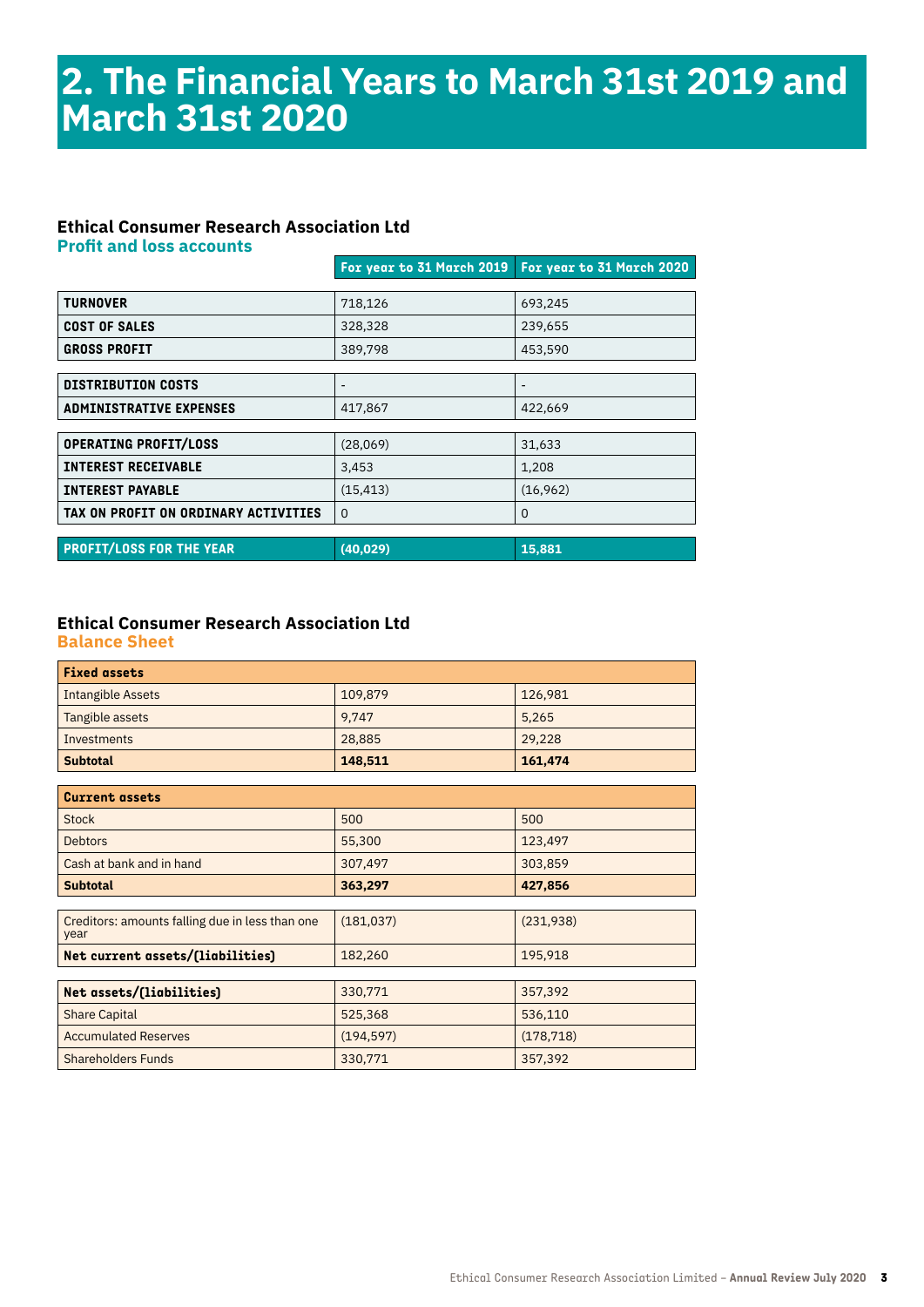# 2. The Financial Years to March 31st 2019 and March 31st 2020

### Ethical Consumer Research Association Ltd
**Profit and loss accounts**

| | For year to 31 March 2019 | For year to 31 March 2020 |
|---|---|---|
| **TURNOVER** | 718,126 | 693,245 |
| **COST OF SALES** | 328,328 | 239,655 |
| **GROSS PROFIT** | 389,798 | 453,590 |
| **DISTRIBUTION COSTS** | - | - |
| **ADMINISTRATIVE EXPENSES** | 417,867 | 422,669 |
| **OPERATING PROFIT/LOSS** | (28,069) | 31,633 |
| **INTEREST RECEIVABLE** | 3,453 | 1,208 |
| **INTEREST PAYABLE** | (15,413) | (16,962) |
| **TAX ON PROFIT ON ORDINARY ACTIVITIES** | 0 | 0 |
| **PROFIT/LOSS FOR THE YEAR** | **(40,029)** | **15,881** |

### Ethical Consumer Research Association Ltd
**Balance Sheet**

| | | |
|---|---|---|
| **Fixed assets** | | |
| Intangible Assets | 109,879 | 126,981 |
| Tangible assets | 9,747 | 5,265 |
| Investments | 28,885 | 29,228 |
| **Subtotal** | **148,511** | **161,474** |
| **Current assets** | | |
| Stock | 500 | 500 |
| Debtors | 55,300 | 123,497 |
| Cash at bank and in hand | 307,497 | 303,859 |
| **Subtotal** | **363,297** | **427,856** |
| Creditors: amounts falling due in less than one year | (181,037) | (231,938) |
| **Net current assets/(liabilities)** | 182,260 | 195,918 |
| **Net assets/(liabilities)** | 330,771 | 357,392 |
| Share Capital | 525,368 | 536,110 |
| Accumulated Reserves | (194,597) | (178,718) |
| Shareholders Funds | 330,771 | 357,392 |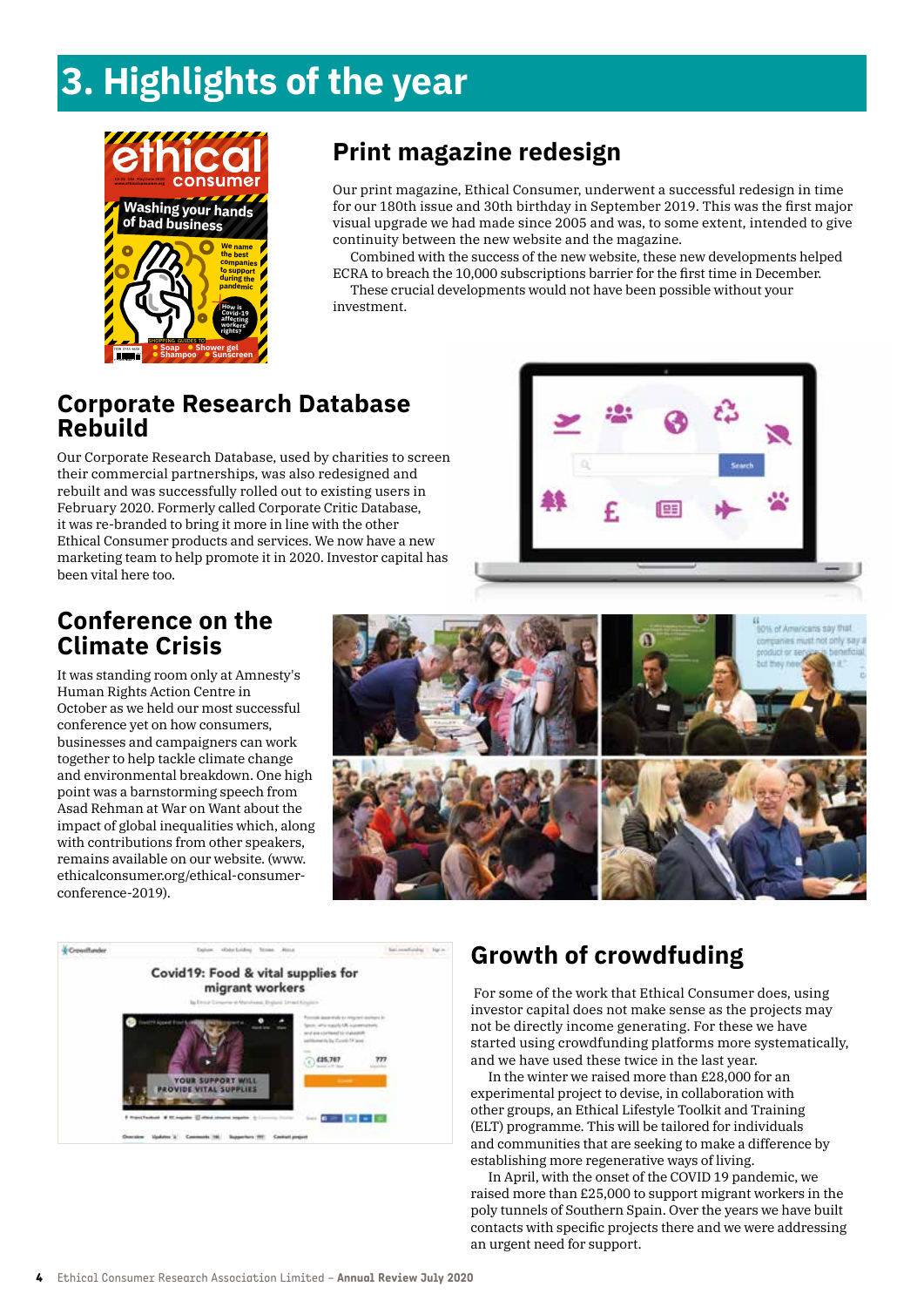# 3. Highlights of the year

## Print magazine redesign

Our print magazine, Ethical Consumer, underwent a successful redesign in time for our 180th issue and 30th birthday in September 2019. This was the first major visual upgrade we had made since 2005 and was, to some extent, intended to give continuity between the new website and the magazine.

Combined with the success of the new website, these new developments helped ECRA to breach the 10,000 subscriptions barrier for the first time in December.

These crucial developments would not have been possible without your investment.

## Corporate Research Database Rebuild

Our Corporate Research Database, used by charities to screen their commercial partnerships, was also redesigned and rebuilt and was successfully rolled out to existing users in February 2020. Formerly called Corporate Critic Database, it was re-branded to bring it more in line with the other Ethical Consumer products and services. We now have a new marketing team to help promote it in 2020. Investor capital has been vital here too.

## Conference on the Climate Crisis

It was standing room only at Amnesty's Human Rights Action Centre in October as we held our most successful conference yet on how consumers, businesses and campaigners can work together to help tackle climate change and environmental breakdown. One high point was a barnstorming speech from Asad Rehman at War on Want about the impact of global inequalities which, along with contributions from other speakers, remains available on our website. (www.ethicalconsumer.org/ethical-consumer-conference-2019).

## Growth of crowdfuding

For some of the work that Ethical Consumer does, using investor capital does not make sense as the projects may not be directly income generating. For these we have started using crowdfunding platforms more systematically, and we have used these twice in the last year.

In the winter we raised more than £28,000 for an experimental project to devise, in collaboration with other groups, an Ethical Lifestyle Toolkit and Training (ELT) programme. This will be tailored for individuals and communities that are seeking to make a difference by establishing more regenerative ways of living.

In April, with the onset of the COVID 19 pandemic, we raised more than £25,000 to support migrant workers in the poly tunnels of Southern Spain. Over the years we have built contacts with specific projects there and we were addressing an urgent need for support.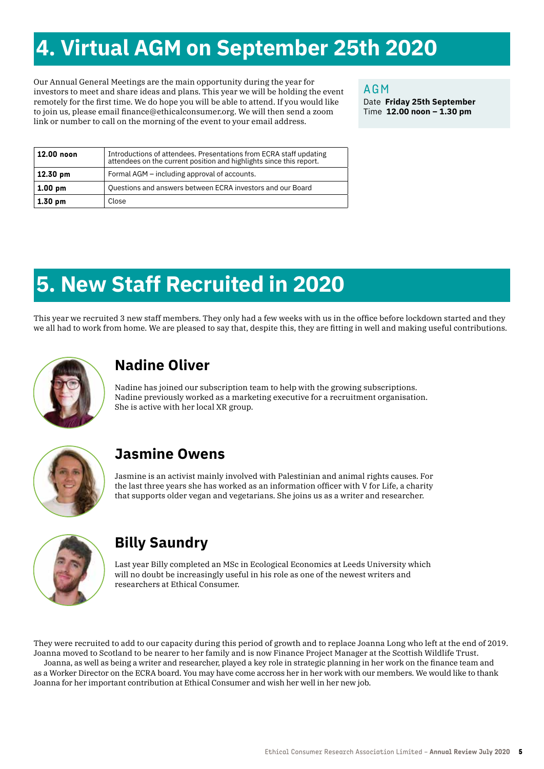# 4. Virtual AGM on September 25th 2020

Our Annual General Meetings are the main opportunity during the year for investors to meet and share ideas and plans. This year we will be holding the event remotely for the first time. We do hope you will be able to attend. If you would like to join us, please email finance@ethicalconsumer.org. We will then send a zoom link or number to call on the morning of the event to your email address.

**AGM**

Date **Friday 25th September**
Time **12.00 noon – 1.30 pm**

| | |
|---|---|
| **12.00 noon** | Introductions of attendees. Presentations from ECRA staff updating attendees on the current position and highlights since this report. |
| **12.30 pm** | Formal AGM – including approval of accounts. |
| **1.00 pm** | Questions and answers between ECRA investors and our Board |
| **1.30 pm** | Close |

# 5. New Staff Recruited in 2020

This year we recruited 3 new staff members. They only had a few weeks with us in the office before lockdown started and they we all had to work from home. We are pleased to say that, despite this, they are fitting in well and making useful contributions.

## Nadine Oliver

Nadine has joined our subscription team to help with the growing subscriptions. Nadine previously worked as a marketing executive for a recruitment organisation. She is active with her local XR group.

## Jasmine Owens

Jasmine is an activist mainly involved with Palestinian and animal rights causes. For the last three years she has worked as an information officer with V for Life, a charity that supports older vegan and vegetarians. She joins us as a writer and researcher.

## Billy Saundry

Last year Billy completed an MSc in Ecological Economics at Leeds University which will no doubt be increasingly useful in his role as one of the newest writers and researchers at Ethical Consumer.

They were recruited to add to our capacity during this period of growth and to replace Joanna Long who left at the end of 2019. Joanna moved to Scotland to be nearer to her family and is now Finance Project Manager at the Scottish Wildlife Trust.

Joanna, as well as being a writer and researcher, played a key role in strategic planning in her work on the finance team and as a Worker Director on the ECRA board. You may have come accross her in her work with our members. We would like to thank Joanna for her important contribution at Ethical Consumer and wish her well in her new job.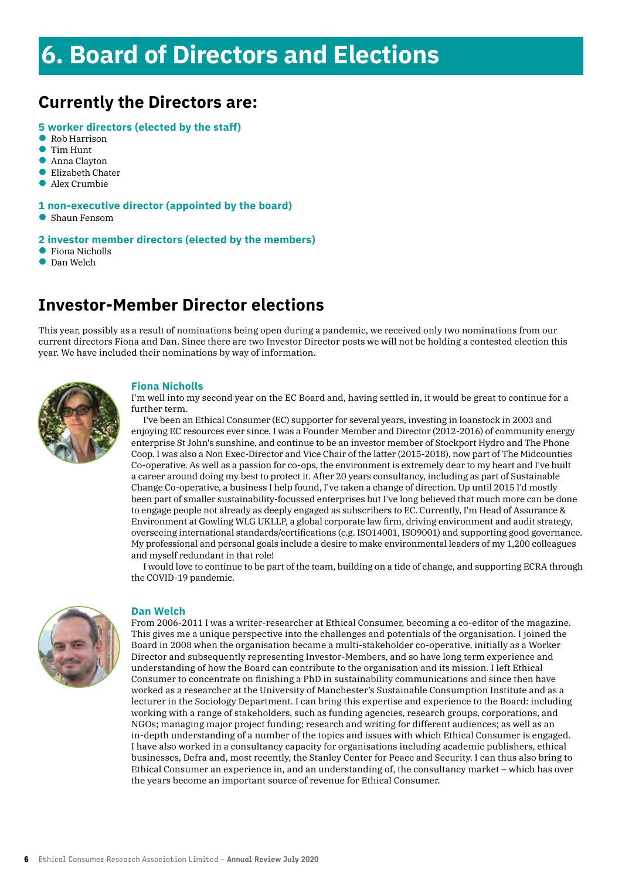# 6. Board of Directors and Elections

## Currently the Directors are:

**5 worker directors (elected by the staff)**

- Rob Harrison
- Tim Hunt
- Anna Clayton
- Elizabeth Chater
- Alex Crumbie

**1 non-executive director (appointed by the board)**

- Shaun Fensom

**2 investor member directors (elected by the members)**

- Fiona Nicholls
- Dan Welch

## Investor-Member Director elections

This year, possibly as a result of nominations being open during a pandemic, we received only two nominations from our current directors Fiona and Dan. Since there are two Investor Director posts we will not be holding a contested election this year. We have included their nominations by way of information.

### Fiona Nicholls

I'm well into my second year on the EC Board and, having settled in, it would be great to continue for a further term.

I've been an Ethical Consumer (EC) supporter for several years, investing in loanstock in 2003 and enjoying EC resources ever since. I was a Founder Member and Director (2012-2016) of community energy enterprise St John's sunshine, and continue to be an investor member of Stockport Hydro and The Phone Coop. I was also a Non Exec-Director and Vice Chair of the latter (2015-2018), now part of The Midcounties Co-operative. As well as a passion for co-ops, the environment is extremely dear to my heart and I've built a career around doing my best to protect it. After 20 years consultancy, including as part of Sustainable Change Co-operative, a business I help found, I've taken a change of direction. Up until 2015 I'd mostly been part of smaller sustainability-focussed enterprises but I've long believed that much more can be done to engage people not already as deeply engaged as subscribers to EC. Currently, I'm Head of Assurance & Environment at Gowling WLG UKLLP, a global corporate law firm, driving environment and audit strategy, overseeing international standards/certifications (e.g. ISO14001, ISO9001) and supporting good governance. My professional and personal goals include a desire to make environmental leaders of my 1,200 colleagues and myself redundant in that role!

I would love to continue to be part of the team, building on a tide of change, and supporting ECRA through the COVID-19 pandemic.

### Dan Welch

From 2006-2011 I was a writer-researcher at Ethical Consumer, becoming a co-editor of the magazine. This gives me a unique perspective into the challenges and potentials of the organisation. I joined the Board in 2008 when the organisation became a multi-stakeholder co-operative, initially as a Worker Director and subsequently representing Investor-Members, and so have long term experience and understanding of how the Board can contribute to the organisation and its mission. I left Ethical Consumer to concentrate on finishing a PhD in sustainability communications and since then have worked as a researcher at the University of Manchester's Sustainable Consumption Institute and as a lecturer in the Sociology Department. I can bring this expertise and experience to the Board: including working with a range of stakeholders, such as funding agencies, research groups, corporations, and NGOs; managing major project funding; research and writing for different audiences; as well as an in-depth understanding of a number of the topics and issues with which Ethical Consumer is engaged. I have also worked in a consultancy capacity for organisations including academic publishers, ethical businesses, Defra and, most recently, the Stanley Center for Peace and Security. I can thus also bring to Ethical Consumer an experience in, and an understanding of, the consultancy market – which has over the years become an important source of revenue for Ethical Consumer.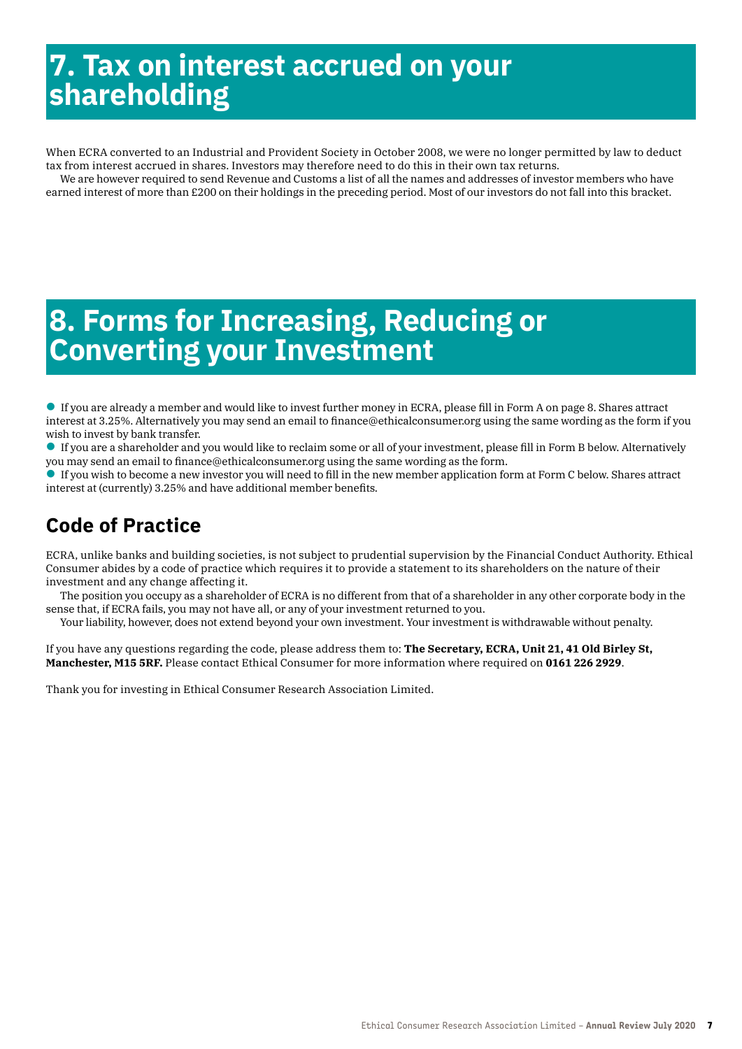# 7. Tax on interest accrued on your shareholding

When ECRA converted to an Industrial and Provident Society in October 2008, we were no longer permitted by law to deduct tax from interest accrued in shares. Investors may therefore need to do this in their own tax returns.

We are however required to send Revenue and Customs a list of all the names and addresses of investor members who have earned interest of more than £200 on their holdings in the preceding period. Most of our investors do not fall into this bracket.

# 8. Forms for Increasing, Reducing or Converting your Investment

- If you are already a member and would like to invest further money in ECRA, please fill in Form A on page 8. Shares attract interest at 3.25%. Alternatively you may send an email to finance@ethicalconsumer.org using the same wording as the form if you wish to invest by bank transfer.
- If you are a shareholder and you would like to reclaim some or all of your investment, please fill in Form B below. Alternatively you may send an email to finance@ethicalconsumer.org using the same wording as the form.
- If you wish to become a new investor you will need to fill in the new member application form at Form C below. Shares attract interest at (currently) 3.25% and have additional member benefits.

## Code of Practice

ECRA, unlike banks and building societies, is not subject to prudential supervision by the Financial Conduct Authority. Ethical Consumer abides by a code of practice which requires it to provide a statement to its shareholders on the nature of their investment and any change affecting it.

The position you occupy as a shareholder of ECRA is no different from that of a shareholder in any other corporate body in the sense that, if ECRA fails, you may not have all, or any of your investment returned to you.

Your liability, however, does not extend beyond your own investment. Your investment is withdrawable without penalty.

If you have any questions regarding the code, please address them to: **The Secretary, ECRA, Unit 21, 41 Old Birley St, Manchester, M15 5RF.** Please contact Ethical Consumer for more information where required on **0161 226 2929**.

Thank you for investing in Ethical Consumer Research Association Limited.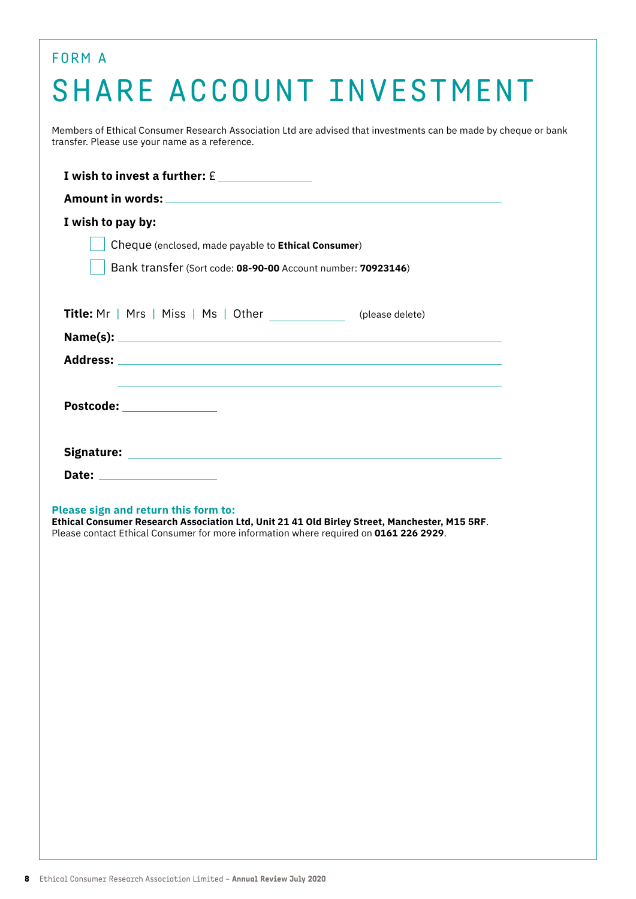FORM A

# SHARE ACCOUNT INVESTMENT

Members of Ethical Consumer Research Association Ltd are advised that investments can be made by cheque or bank transfer. Please use your name as a reference.

**I wish to invest a further:** £ \_\_\_\_\_\_\_\_\_\_\_\_\_\_

**Amount in words:** \_\_\_\_\_\_\_\_\_\_\_\_\_\_\_\_\_\_\_\_\_\_\_\_\_\_\_\_\_\_\_\_\_\_\_\_\_\_\_\_\_\_\_\_\_\_\_\_

**I wish to pay by:**

- ☐ Cheque (enclosed, made payable to **Ethical Consumer**)
- ☐ Bank transfer (Sort code: **08-90-00** Account number: **70923146**)

**Title:** Mr | Mrs | Miss | Ms | Other \_\_\_\_\_\_\_\_\_\_\_\_ (please delete)

**Name(s):** \_\_\_\_\_\_\_\_\_\_\_\_\_\_\_\_\_\_\_\_\_\_\_\_\_\_\_\_\_\_\_\_\_\_\_\_\_\_\_\_\_\_\_\_\_\_\_\_\_\_\_\_\_\_

**Address:** \_\_\_\_\_\_\_\_\_\_\_\_\_\_\_\_\_\_\_\_\_\_\_\_\_\_\_\_\_\_\_\_\_\_\_\_\_\_\_\_\_\_\_\_\_\_\_\_\_\_\_\_\_\_

\_\_\_\_\_\_\_\_\_\_\_\_\_\_\_\_\_\_\_\_\_\_\_\_\_\_\_\_\_\_\_\_\_\_\_\_\_\_\_\_\_\_\_\_\_\_\_\_\_\_\_\_\_\_

**Postcode:** \_\_\_\_\_\_\_\_\_\_\_\_\_\_

**Signature:** \_\_\_\_\_\_\_\_\_\_\_\_\_\_\_\_\_\_\_\_\_\_\_\_\_\_\_\_\_\_\_\_\_\_\_\_\_\_\_\_\_\_\_\_\_\_\_\_\_\_\_\_\_\_

**Date:** \_\_\_\_\_\_\_\_\_\_\_\_\_\_\_\_\_\_

**Please sign and return this form to:**
**Ethical Consumer Research Association Ltd, Unit 21 41 Old Birley Street, Manchester, M15 5RF**.
Please contact Ethical Consumer for more information where required on **0161 226 2929**.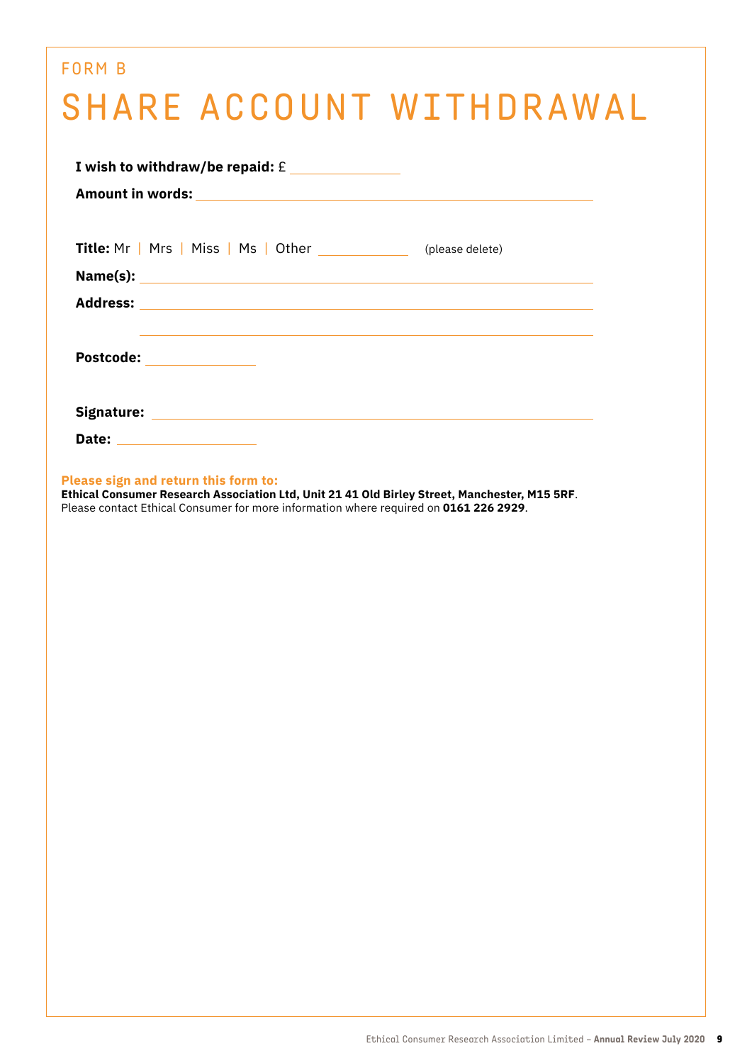FORM B

# SHARE ACCOUNT WITHDRAWAL

**I wish to withdraw/be repaid:** £ ______________

**Amount in words:** ________________________________________________

**Title:** Mr | Mrs | Miss | Ms | Other ____________ (please delete)

**Name(s):** ________________________________________________

**Address:** ________________________________________________

________________________________________________

**Postcode:** ______________

**Signature:** ________________________________________________

**Date:** __________________

**Please sign and return this form to:**
**Ethical Consumer Research Association Ltd, Unit 21 41 Old Birley Street, Manchester, M15 5RF**.
Please contact Ethical Consumer for more information where required on **0161 226 2929**.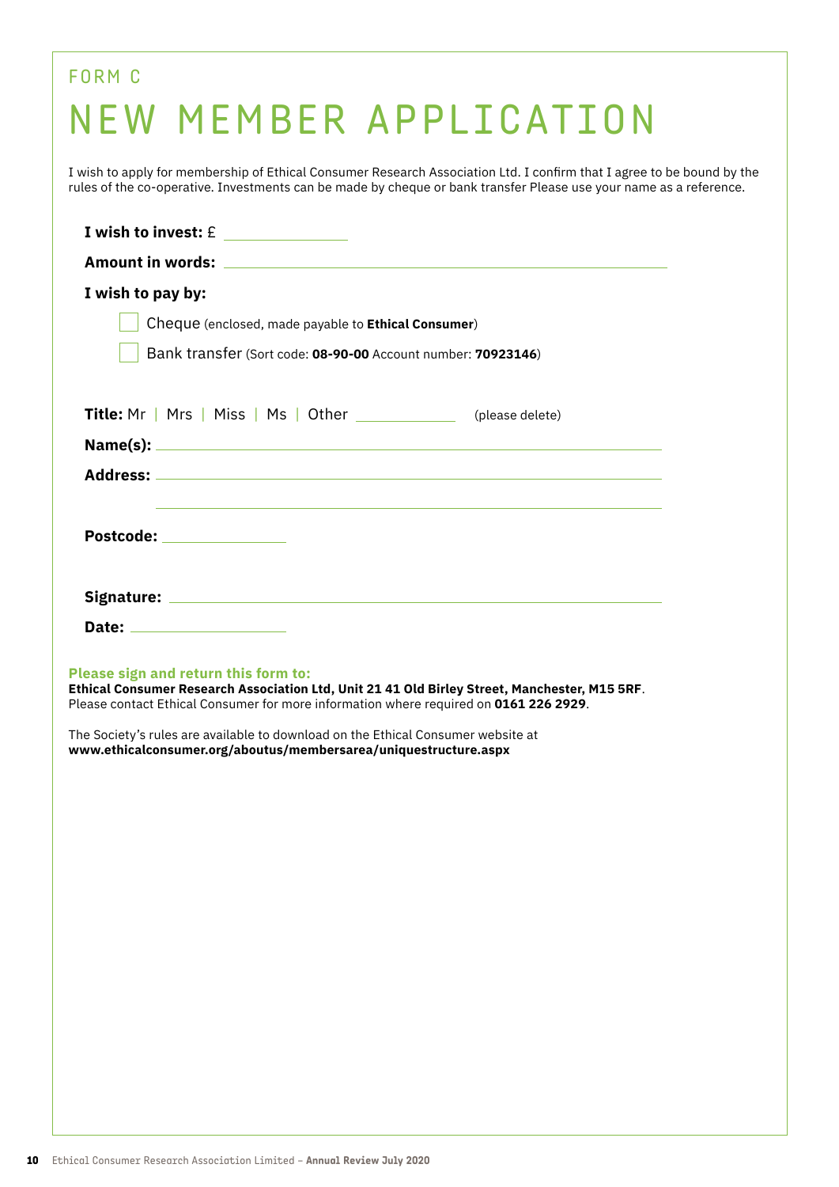FORM C

# NEW MEMBER APPLICATION

I wish to apply for membership of Ethical Consumer Research Association Ltd. I confirm that I agree to be bound by the rules of the co-operative. Investments can be made by cheque or bank transfer Please use your name as a reference.

**I wish to invest:** £ ______________

**Amount in words:** ______________________________________________

**I wish to pay by:**

- ☐ Cheque (enclosed, made payable to **Ethical Consumer**)
- ☐ Bank transfer (Sort code: **08-90-00** Account number: **70923146**)

**Title:** Mr | Mrs | Miss | Ms | Other ____________ (please delete)

**Name(s):** ______________________________________________

**Address:** ______________________________________________

______________________________________________

**Postcode:** ______________

**Signature:** ______________________________________________

**Date:** ______________

**Please sign and return this form to:**
**Ethical Consumer Research Association Ltd, Unit 21 41 Old Birley Street, Manchester, M15 5RF**.
Please contact Ethical Consumer for more information where required on **0161 226 2929**.

The Society's rules are available to download on the Ethical Consumer website at
**www.ethicalconsumer.org/aboutus/membersarea/uniquestructure.aspx**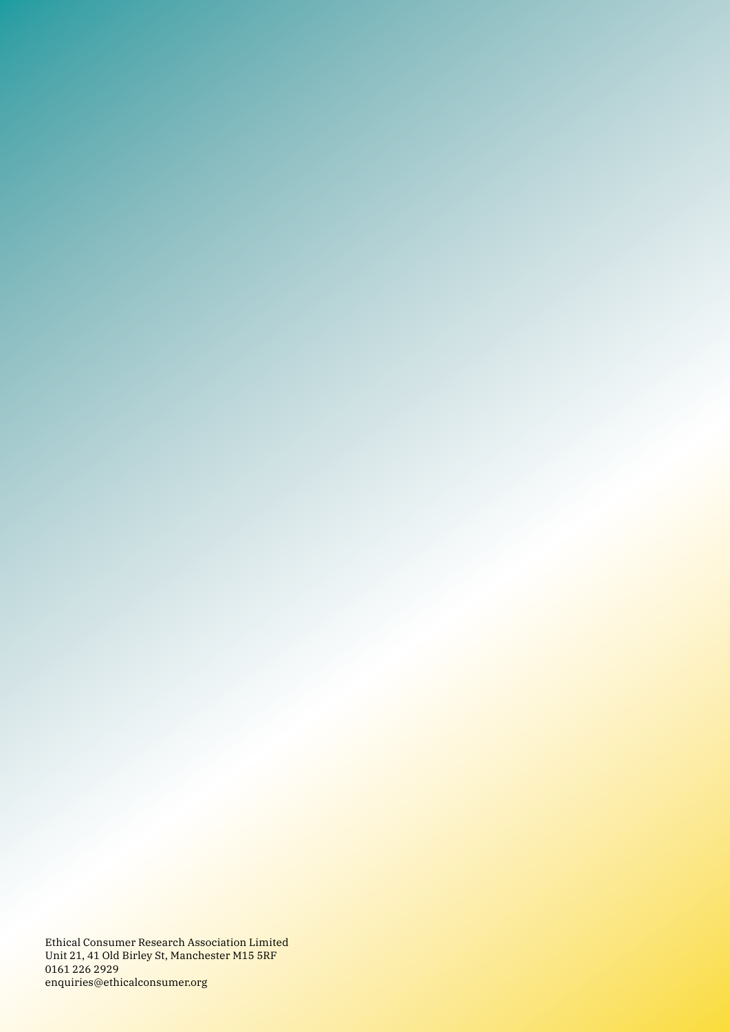Ethical Consumer Research Association Limited
Unit 21, 41 Old Birley St, Manchester M15 5RF
0161 226 2929
enquiries@ethicalconsumer.org